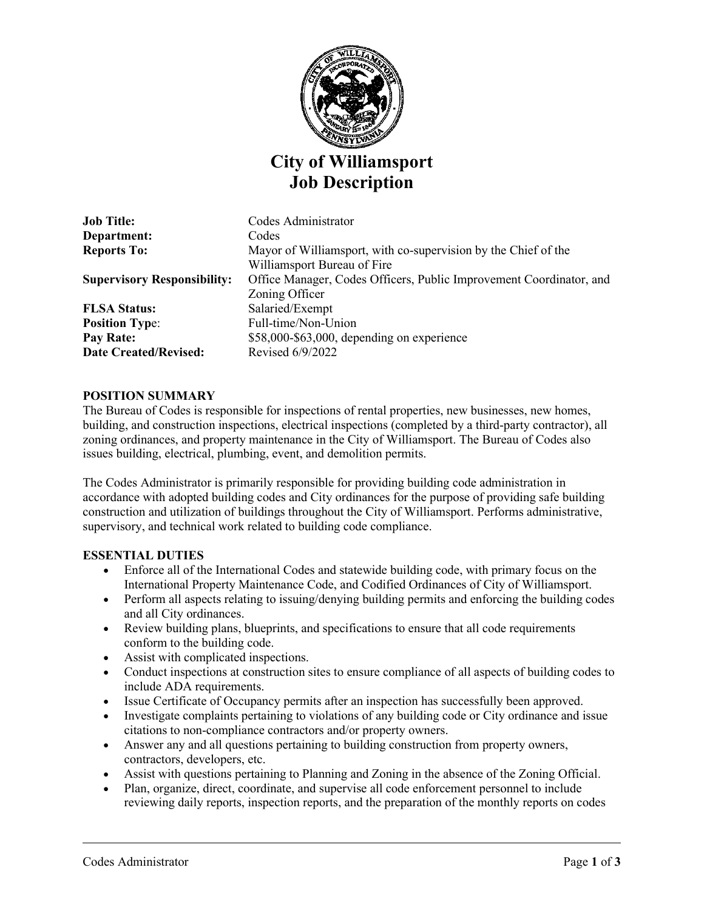# City of Williamsport
# Job Description

| | |
|---|---|
| **Job Title:** | Codes Administrator |
| **Department:** | Codes |
| **Reports To:** | Mayor of Williamsport, with co-supervision by the Chief of the Williamsport Bureau of Fire |
| **Supervisory Responsibility:** | Office Manager, Codes Officers, Public Improvement Coordinator, and Zoning Officer |
| **FLSA Status:** | Salaried/Exempt |
| **Position Type:** | Full-time/Non-Union |
| **Pay Rate:** | $58,000-$63,000, depending on experience |
| **Date Created/Revised:** | Revised 6/9/2022 |

## POSITION SUMMARY

The Bureau of Codes is responsible for inspections of rental properties, new businesses, new homes, building, and construction inspections, electrical inspections (completed by a third-party contractor), all zoning ordinances, and property maintenance in the City of Williamsport. The Bureau of Codes also issues building, electrical, plumbing, event, and demolition permits.

The Codes Administrator is primarily responsible for providing building code administration in accordance with adopted building codes and City ordinances for the purpose of providing safe building construction and utilization of buildings throughout the City of Williamsport. Performs administrative, supervisory, and technical work related to building code compliance.

## ESSENTIAL DUTIES

- Enforce all of the International Codes and statewide building code, with primary focus on the International Property Maintenance Code, and Codified Ordinances of City of Williamsport.
- Perform all aspects relating to issuing/denying building permits and enforcing the building codes and all City ordinances.
- Review building plans, blueprints, and specifications to ensure that all code requirements conform to the building code.
- Assist with complicated inspections.
- Conduct inspections at construction sites to ensure compliance of all aspects of building codes to include ADA requirements.
- Issue Certificate of Occupancy permits after an inspection has successfully been approved.
- Investigate complaints pertaining to violations of any building code or City ordinance and issue citations to non-compliance contractors and/or property owners.
- Answer any and all questions pertaining to building construction from property owners, contractors, developers, etc.
- Assist with questions pertaining to Planning and Zoning in the absence of the Zoning Official.
- Plan, organize, direct, coordinate, and supervise all code enforcement personnel to include reviewing daily reports, inspection reports, and the preparation of the monthly reports on codes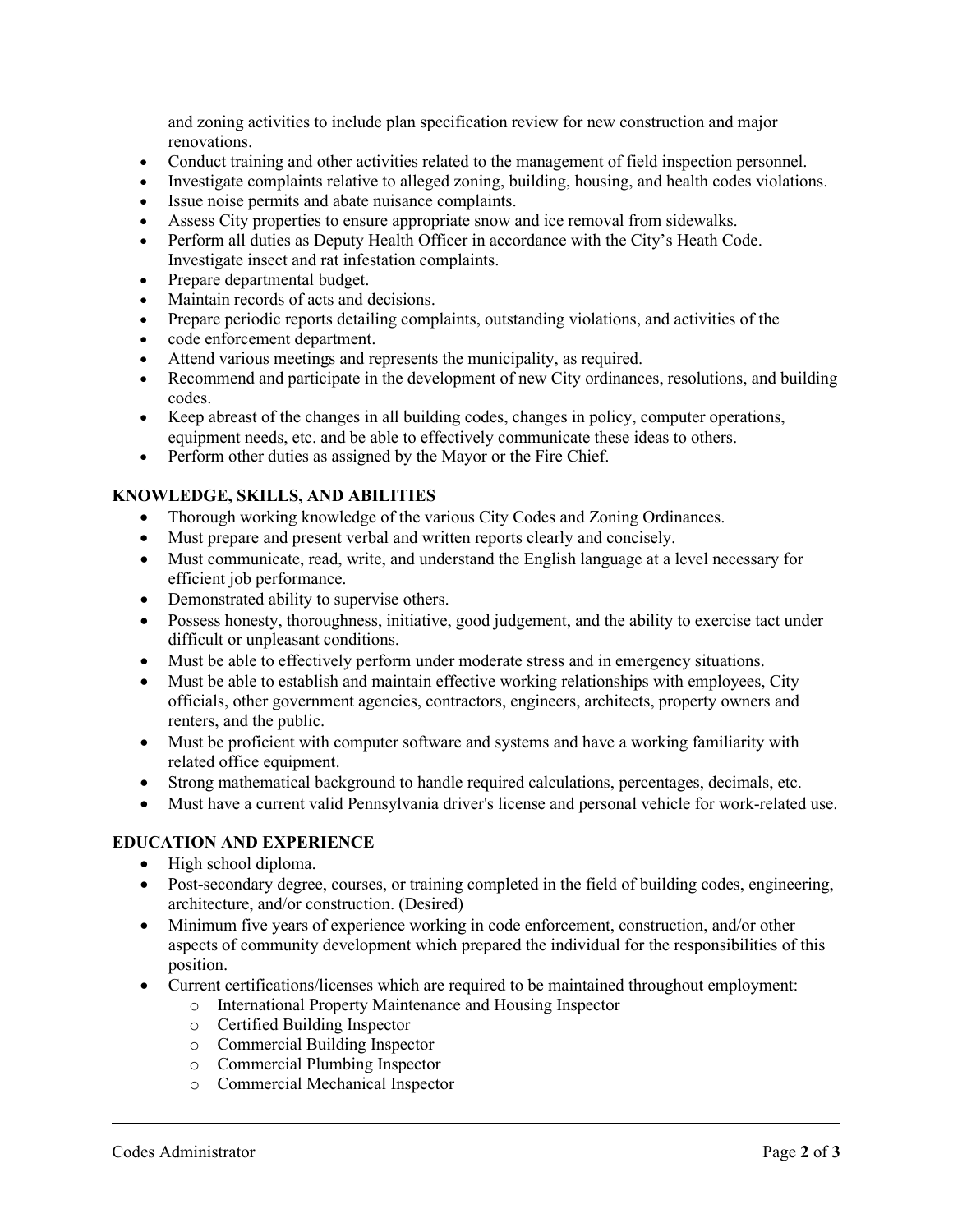and zoning activities to include plan specification review for new construction and major renovations.

- Conduct training and other activities related to the management of field inspection personnel.
- Investigate complaints relative to alleged zoning, building, housing, and health codes violations.
- Issue noise permits and abate nuisance complaints.
- Assess City properties to ensure appropriate snow and ice removal from sidewalks.
- Perform all duties as Deputy Health Officer in accordance with the City's Heath Code. Investigate insect and rat infestation complaints.
- Prepare departmental budget.
- Maintain records of acts and decisions.
- Prepare periodic reports detailing complaints, outstanding violations, and activities of the
- code enforcement department.
- Attend various meetings and represents the municipality, as required.
- Recommend and participate in the development of new City ordinances, resolutions, and building codes.
- Keep abreast of the changes in all building codes, changes in policy, computer operations, equipment needs, etc. and be able to effectively communicate these ideas to others.
- Perform other duties as assigned by the Mayor or the Fire Chief.

**KNOWLEDGE, SKILLS, AND ABILITIES**

- Thorough working knowledge of the various City Codes and Zoning Ordinances.
- Must prepare and present verbal and written reports clearly and concisely.
- Must communicate, read, write, and understand the English language at a level necessary for efficient job performance.
- Demonstrated ability to supervise others.
- Possess honesty, thoroughness, initiative, good judgement, and the ability to exercise tact under difficult or unpleasant conditions.
- Must be able to effectively perform under moderate stress and in emergency situations.
- Must be able to establish and maintain effective working relationships with employees, City officials, other government agencies, contractors, engineers, architects, property owners and renters, and the public.
- Must be proficient with computer software and systems and have a working familiarity with related office equipment.
- Strong mathematical background to handle required calculations, percentages, decimals, etc.
- Must have a current valid Pennsylvania driver's license and personal vehicle for work-related use.

**EDUCATION AND EXPERIENCE**

- High school diploma.
- Post-secondary degree, courses, or training completed in the field of building codes, engineering, architecture, and/or construction. (Desired)
- Minimum five years of experience working in code enforcement, construction, and/or other aspects of community development which prepared the individual for the responsibilities of this position.
- Current certifications/licenses which are required to be maintained throughout employment:
  - International Property Maintenance and Housing Inspector
  - Certified Building Inspector
  - Commercial Building Inspector
  - Commercial Plumbing Inspector
  - Commercial Mechanical Inspector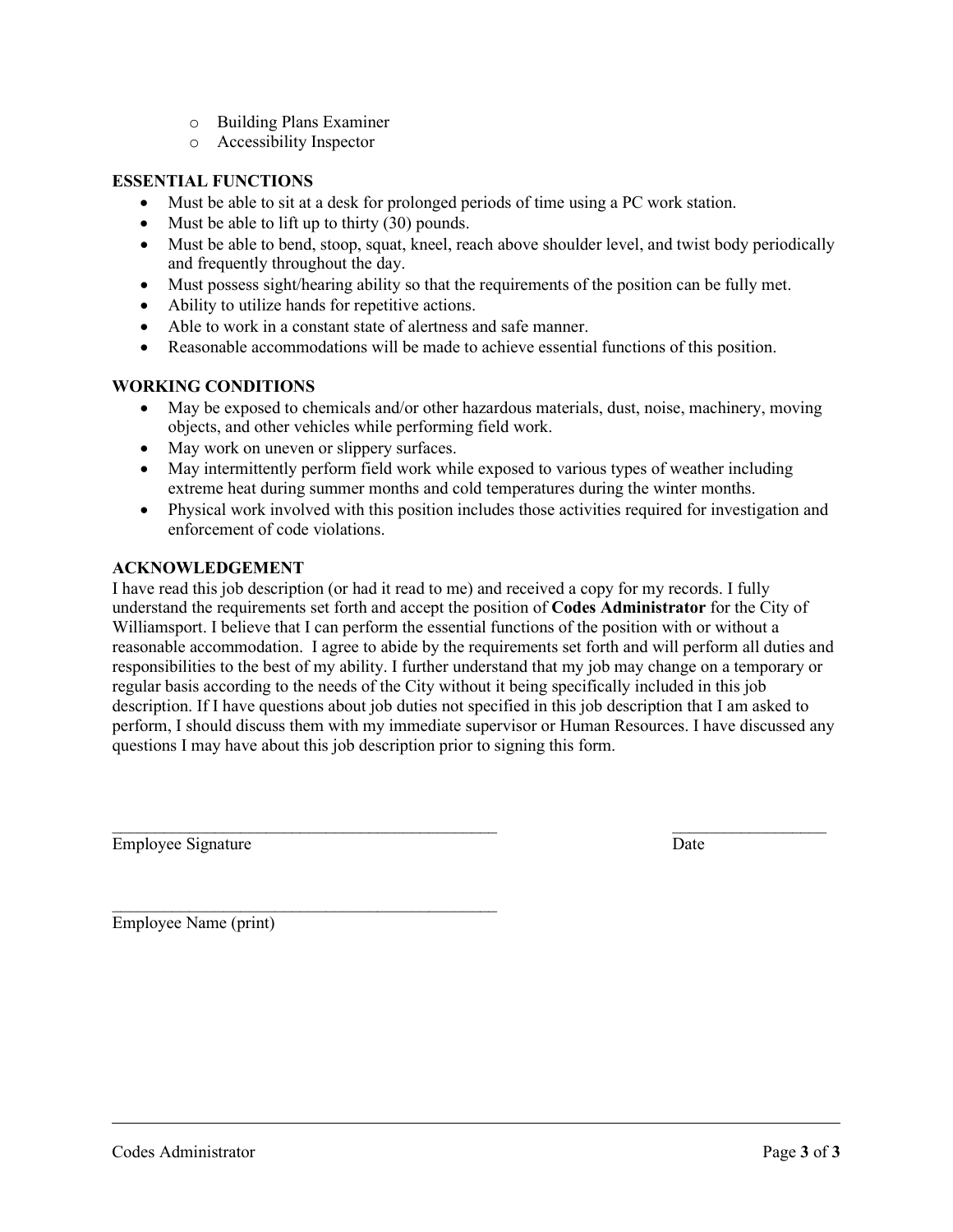- Building Plans Examiner
  - Accessibility Inspector

**ESSENTIAL FUNCTIONS**

- Must be able to sit at a desk for prolonged periods of time using a PC work station.
- Must be able to lift up to thirty (30) pounds.
- Must be able to bend, stoop, squat, kneel, reach above shoulder level, and twist body periodically and frequently throughout the day.
- Must possess sight/hearing ability so that the requirements of the position can be fully met.
- Ability to utilize hands for repetitive actions.
- Able to work in a constant state of alertness and safe manner.
- Reasonable accommodations will be made to achieve essential functions of this position.

**WORKING CONDITIONS**

- May be exposed to chemicals and/or other hazardous materials, dust, noise, machinery, moving objects, and other vehicles while performing field work.
- May work on uneven or slippery surfaces.
- May intermittently perform field work while exposed to various types of weather including extreme heat during summer months and cold temperatures during the winter months.
- Physical work involved with this position includes those activities required for investigation and enforcement of code violations.

**ACKNOWLEDGEMENT**

I have read this job description (or had it read to me) and received a copy for my records. I fully understand the requirements set forth and accept the position of **Codes Administrator** for the City of Williamsport. I believe that I can perform the essential functions of the position with or without a reasonable accommodation. I agree to abide by the requirements set forth and will perform all duties and responsibilities to the best of my ability. I further understand that my job may change on a temporary or regular basis according to the needs of the City without it being specifically included in this job description. If I have questions about job duties not specified in this job description that I am asked to perform, I should discuss them with my immediate supervisor or Human Resources. I have discussed any questions I may have about this job description prior to signing this form.

_______________________________________________ __________________

Employee Signature Date

_______________________________________________

Employee Name (print)